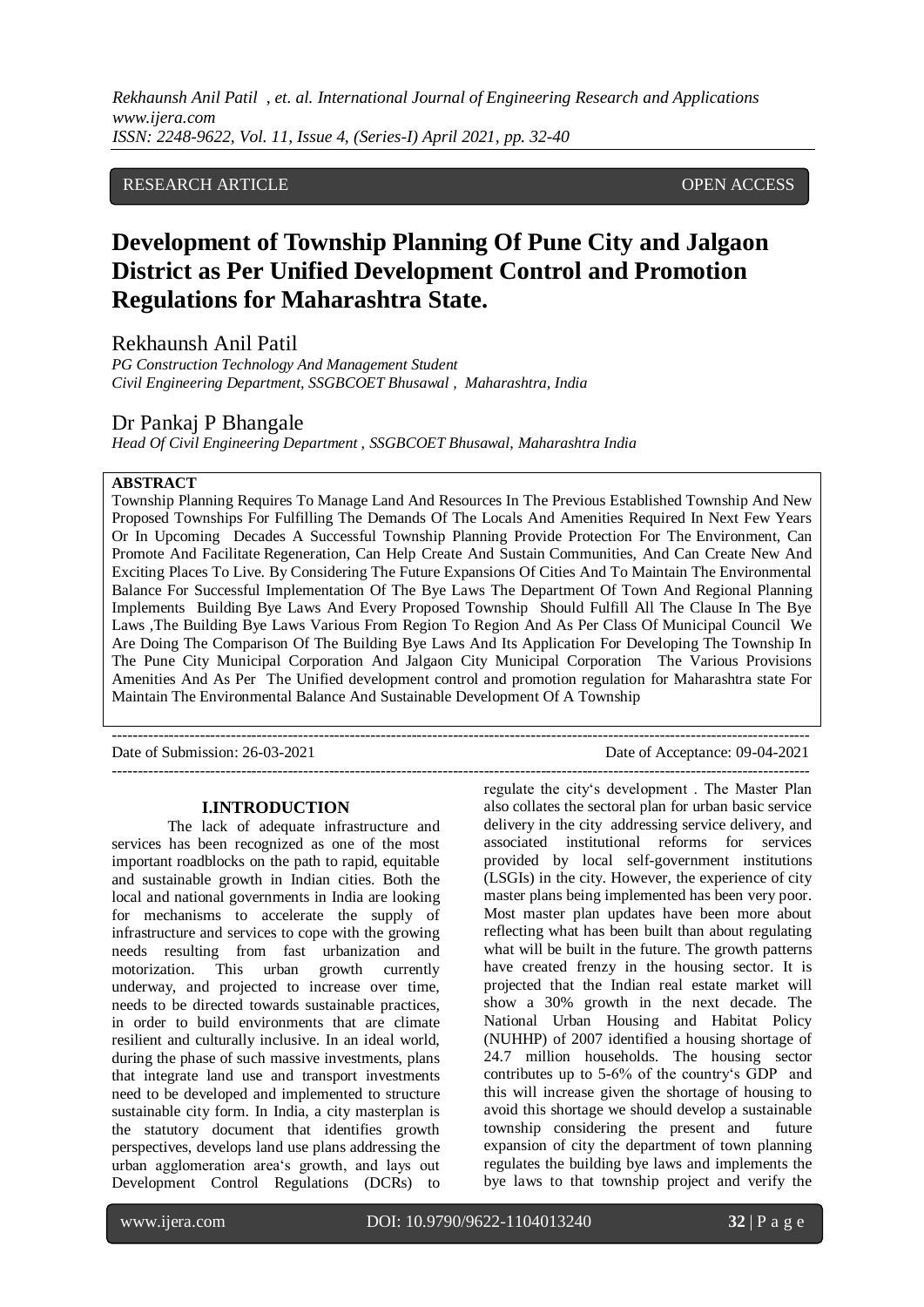RESEARCH ARTICLE OPEN ACCESS

# Development of Township Planning Of Pune City and Jalgaon District as Per Unified Development Control and Promotion Regulations for Maharashtra State.

Rekhaunsh Anil Patil
*PG Construction Technology And Management Student*
*Civil Engineering Department, SSGBCOET Bhusawal , Maharashtra, India*

Dr Pankaj P Bhangale
*Head Of Civil Engineering Department , SSGBCOET Bhusawal, Maharashtra India*

**ABSTRACT**

Township Planning Requires To Manage Land And Resources In The Previous Established Township And New Proposed Townships For Fulfilling The Demands Of The Locals And Amenities Required In Next Few Years Or In Upcoming Decades A Successful Township Planning Provide Protection For The Environment, Can Promote And Facilitate Regeneration, Can Help Create And Sustain Communities, And Can Create New And Exciting Places To Live. By Considering The Future Expansions Of Cities And To Maintain The Environmental Balance For Successful Implementation Of The Bye Laws The Department Of Town And Regional Planning Implements Building Bye Laws And Every Proposed Township Should Fulfill All The Clause In The Bye Laws ,The Building Bye Laws Various From Region To Region And As Per Class Of Municipal Council We Are Doing The Comparison Of The Building Bye Laws And Its Application For Developing The Township In The Pune City Municipal Corporation And Jalgaon City Municipal Corporation The Various Provisions Amenities And As Per The Unified development control and promotion regulation for Maharashtra state For Maintain The Environmental Balance And Sustainable Development Of A Township

---

Date of Submission: 26-03-2021 Date of Acceptance: 09-04-2021

---

## I.INTRODUCTION

The lack of adequate infrastructure and services has been recognized as one of the most important roadblocks on the path to rapid, equitable and sustainable growth in Indian cities. Both the local and national governments in India are looking for mechanisms to accelerate the supply of infrastructure and services to cope with the growing needs resulting from fast urbanization and motorization. This urban growth currently underway, and projected to increase over time, needs to be directed towards sustainable practices, in order to build environments that are climate resilient and culturally inclusive. In an ideal world, during the phase of such massive investments, plans that integrate land use and transport investments need to be developed and implemented to structure sustainable city form. In India, a city masterplan is the statutory document that identifies growth perspectives, develops land use plans addressing the urban agglomeration area's growth, and lays out Development Control Regulations (DCRs) to regulate the city's development . The Master Plan also collates the sectoral plan for urban basic service delivery in the city addressing service delivery, and associated institutional reforms for services provided by local self-government institutions (LSGIs) in the city. However, the experience of city master plans being implemented has been very poor. Most master plan updates have been more about reflecting what has been built than about regulating what will be built in the future. The growth patterns have created frenzy in the housing sector. It is projected that the Indian real estate market will show a 30% growth in the next decade. The National Urban Housing and Habitat Policy (NUHHP) of 2007 identified a housing shortage of 24.7 million households. The housing sector contributes up to 5-6% of the country's GDP and this will increase given the shortage of housing to avoid this shortage we should develop a sustainable township considering the present and future expansion of city the department of town planning regulates the building bye laws and implements the bye laws to that township project and verify the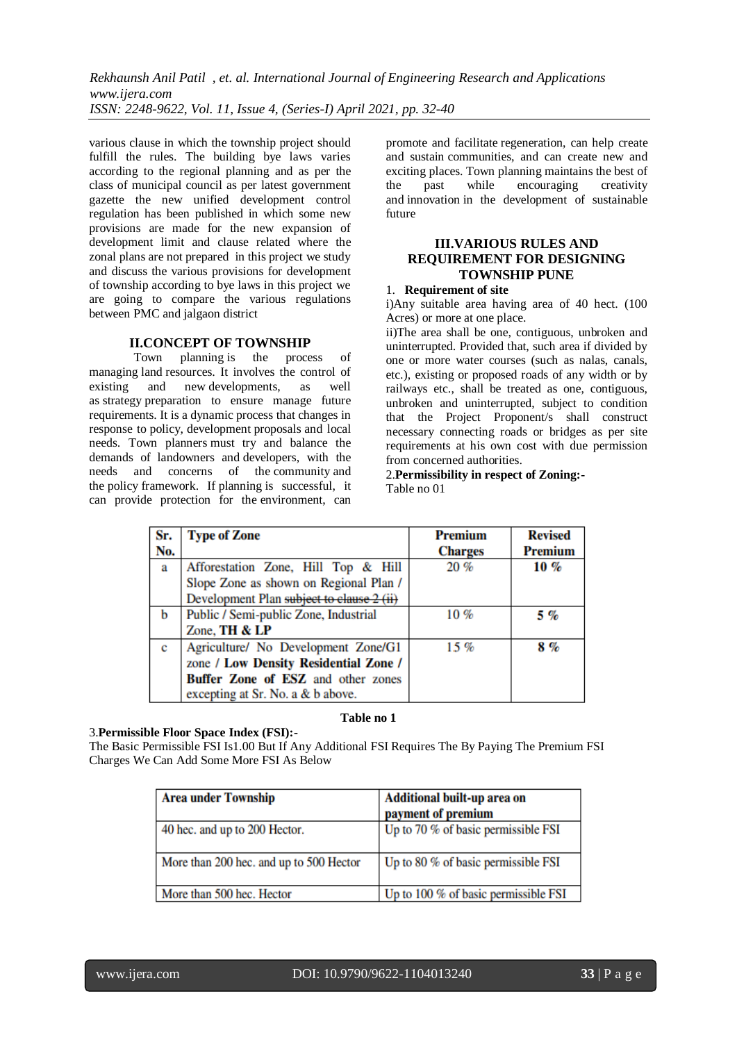various clause in which the township project should fulfill the rules. The building bye laws varies according to the regional planning and as per the class of municipal council as per latest government gazette the new unified development control regulation has been published in which some new provisions are made for the new expansion of development limit and clause related where the zonal plans are not prepared in this project we study and discuss the various provisions for development of township according to bye laws in this project we are going to compare the various regulations between PMC and jalgaon district

## II.CONCEPT OF TOWNSHIP

Town planning is the process of managing land resources. It involves the control of existing and new developments, as well as strategy preparation to ensure manage future requirements. It is a dynamic process that changes in response to policy, development proposals and local needs. Town planners must try and balance the demands of landowners and developers, with the needs and concerns of the community and the policy framework. If planning is successful, it can provide protection for the environment, can promote and facilitate regeneration, can help create and sustain communities, and can create new and exciting places. Town planning maintains the best of the past while encouraging creativity and innovation in the development of sustainable future

## III.VARIOUS RULES AND REQUIREMENT FOR DESIGNING TOWNSHIP PUNE

1. **Requirement of site**

i)Any suitable area having area of 40 hect. (100 Acres) or more at one place.

ii)The area shall be one, contiguous, unbroken and uninterrupted. Provided that, such area if divided by one or more water courses (such as nalas, canals, etc.), existing or proposed roads of any width or by railways etc., shall be treated as one, contiguous, unbroken and uninterrupted, subject to condition that the Project Proponent/s shall construct necessary connecting roads or bridges as per site requirements at his own cost with due permission from concerned authorities.

2.**Permissibility in respect of Zoning:-**

Table no 01

| Sr. No. | Type of Zone | Premium Charges | Revised Premium |
|---|---|---|---|
| a | Afforestation Zone, Hill Top & Hill Slope Zone as shown on Regional Plan / Development Plan ~~subject to clause 2 (ii)~~ | 20 % | **10 %** |
| b | Public / Semi-public Zone, Industrial Zone, **TH & LP** | 10 % | **5 %** |
| c | Agriculture/ No Development Zone/G1 zone / **Low Density Residential Zone / Buffer Zone of ESZ** and other zones excepting at Sr. No. a & b above. | 15 % | **8 %** |

**Table no 1**

3.**Permissible Floor Space Index (FSI):-**

The Basic Permissible FSI Is1.00 But If Any Additional FSI Requires The By Paying The Premium FSI Charges We Can Add Some More FSI As Below

| Area under Township | Additional built-up area on payment of premium |
|---|---|
| 40 hec. and up to 200 Hector. | Up to 70 % of basic permissible FSI |
| More than 200 hec. and up to 500 Hector | Up to 80 % of basic permissible FSI |
| More than 500 hec. Hector | Up to 100 % of basic permissible FSI |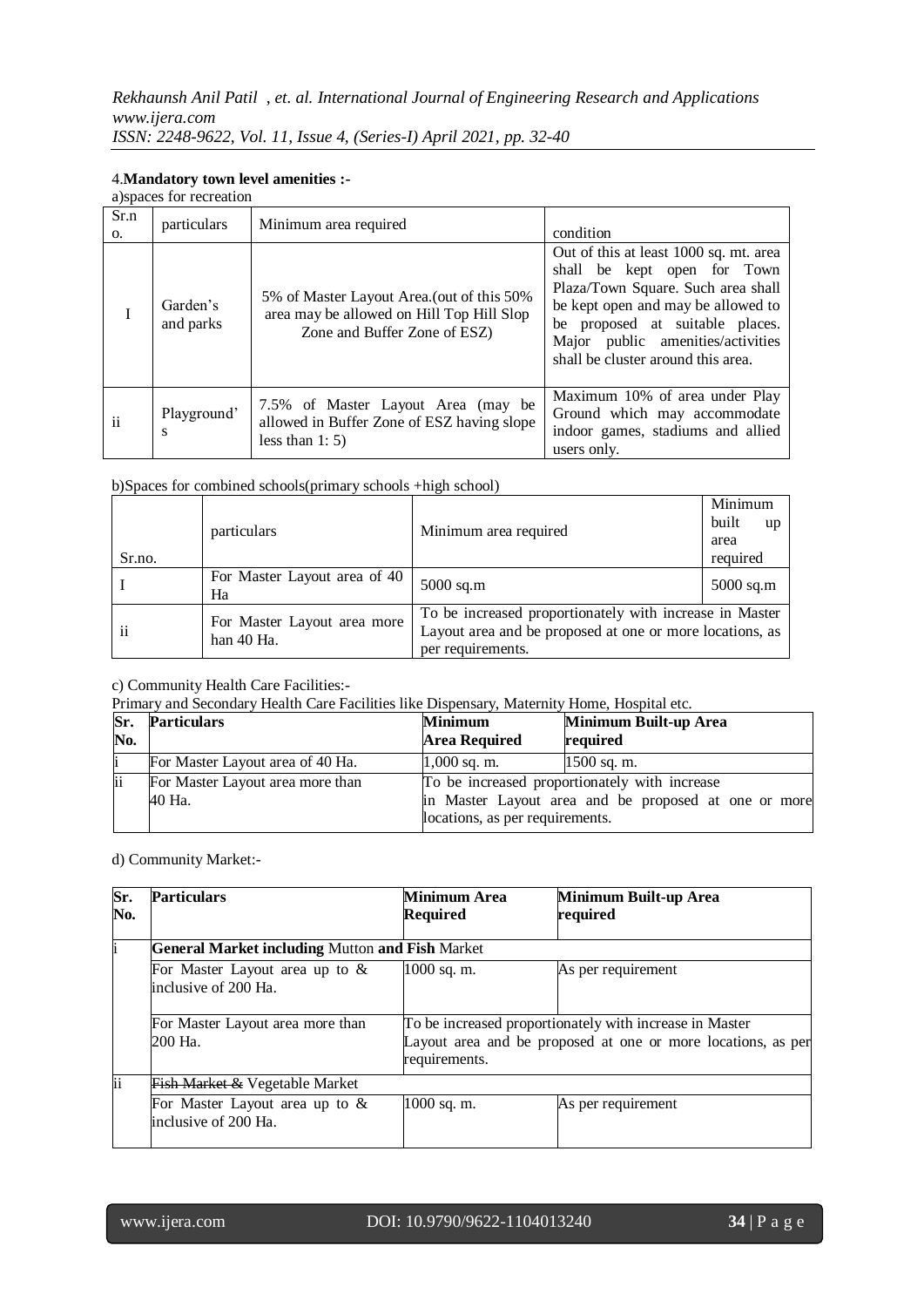4.**Mandatory town level amenities :-**

a)spaces for recreation

| Sr.no. | particulars | Minimum area required | condition |
|---|---|---|---|
| I | Garden's and parks | 5% of Master Layout Area.(out of this 50% area may be allowed on Hill Top Hill Slop Zone and Buffer Zone of ESZ) | Out of this at least 1000 sq. mt. area shall be kept open for Town Plaza/Town Square. Such area shall be kept open and may be allowed to be proposed at suitable places. Major public amenities/activities shall be cluster around this area. |
| ii | Playground's | 7.5% of Master Layout Area (may be allowed in Buffer Zone of ESZ having slope less than 1: 5) | Maximum 10% of area under Play Ground which may accommodate indoor games, stadiums and allied users only. |

b)Spaces for combined schools(primary schools +high school)

| Sr.no. | particulars | Minimum area required | Minimum built up area required |
|---|---|---|---|
| I | For Master Layout area of 40 Ha | 5000 sq.m | 5000 sq.m |
| ii | For Master Layout area more han 40 Ha. | To be increased proportionately with increase in Master Layout area and be proposed at one or more locations, as per requirements. | |

c) Community Health Care Facilities:-

Primary and Secondary Health Care Facilities like Dispensary, Maternity Home, Hospital etc.

| Sr. No. | Particulars | Minimum Area Required | Minimum Built-up Area required |
|---|---|---|---|
| i | For Master Layout area of 40 Ha. | 1,000 sq. m. | 1500 sq. m. |
| ii | For Master Layout area more than 40 Ha. | To be increased proportionately with increase in Master Layout area and be proposed at one or more locations, as per requirements. | |

d) Community Market:-

| Sr. No. | Particulars | Minimum Area Required | Minimum Built-up Area required |
|---|---|---|---|
| i | **General Market including** Mutton **and Fish** Market | | |
| | For Master Layout area up to & inclusive of 200 Ha. | 1000 sq. m. | As per requirement |
| | For Master Layout area more than 200 Ha. | To be increased proportionately with increase in Master Layout area and be proposed at one or more locations, as per requirements. | |
| ii | ~~Fish Market &~~ Vegetable Market | | |
| | For Master Layout area up to & inclusive of 200 Ha. | 1000 sq. m. | As per requirement |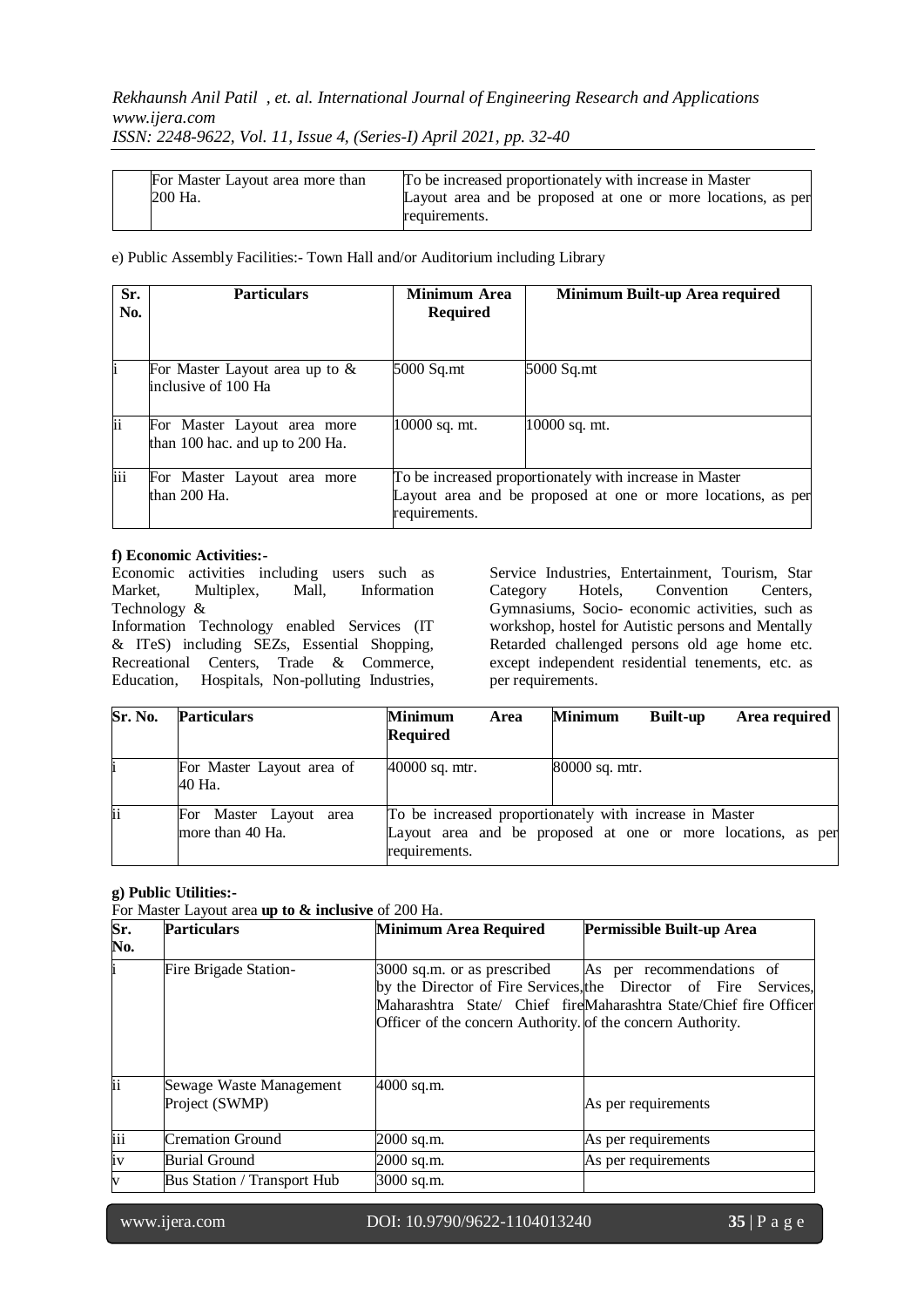|  | For Master Layout area more than 200 Ha. | To be increased proportionately with increase in Master Layout area and be proposed at one or more locations, as per requirements. |
|---|---|---|

e) Public Assembly Facilities:- Town Hall and/or Auditorium including Library

| Sr. No. | Particulars | Minimum Area Required | Minimum Built-up Area required |
|---|---|---|---|
| i | For Master Layout area up to & inclusive of 100 Ha | 5000 Sq.mt | 5000 Sq.mt |
| ii | For Master Layout area more than 100 hac. and up to 200 Ha. | 10000 sq. mt. | 10000 sq. mt. |
| iii | For Master Layout area more than 200 Ha. | To be increased proportionately with increase in Master Layout area and be proposed at one or more locations, as per requirements. | |

**f) Economic Activities:-**

Economic activities including users such as Market, Multiplex, Mall, Information Technology & Information Technology enabled Services (IT & ITeS) including SEZs, Essential Shopping, Recreational Centers, Trade & Commerce, Education, Hospitals, Non-polluting Industries, Service Industries, Entertainment, Tourism, Star Category Hotels, Convention Centers, Gymnasiums, Socio- economic activities, such as workshop, hostel for Autistic persons and Mentally Retarded challenged persons old age home etc. except independent residential tenements, etc. as per requirements.

| Sr. No. | Particulars | Minimum Area Required | Minimum Built-up Area required |
|---|---|---|---|
| i | For Master Layout area of 40 Ha. | 40000 sq. mtr. | 80000 sq. mtr. |
| ii | For Master Layout area more than 40 Ha. | To be increased proportionately with increase in Master Layout area and be proposed at one or more locations, as per requirements. | |

**g) Public Utilities:-**

For Master Layout area **up to & inclusive** of 200 Ha.

| Sr. No. | Particulars | Minimum Area Required | Permissible Built-up Area |
|---|---|---|---|
| i | Fire Brigade Station- | 3000 sq.m. or as prescribed by the Director of Fire Services, Maharashtra State/ Chief fire Officer of the concern Authority. | As per recommendations of the Director of Fire Services, Maharashtra State/Chief fire Officer of the concern Authority. |
| ii | Sewage Waste Management Project (SWMP) | 4000 sq.m. | As per requirements |
| iii | Cremation Ground | 2000 sq.m. | As per requirements |
| iv | Burial Ground | 2000 sq.m. | As per requirements |
| v | Bus Station / Transport Hub | 3000 sq.m. | |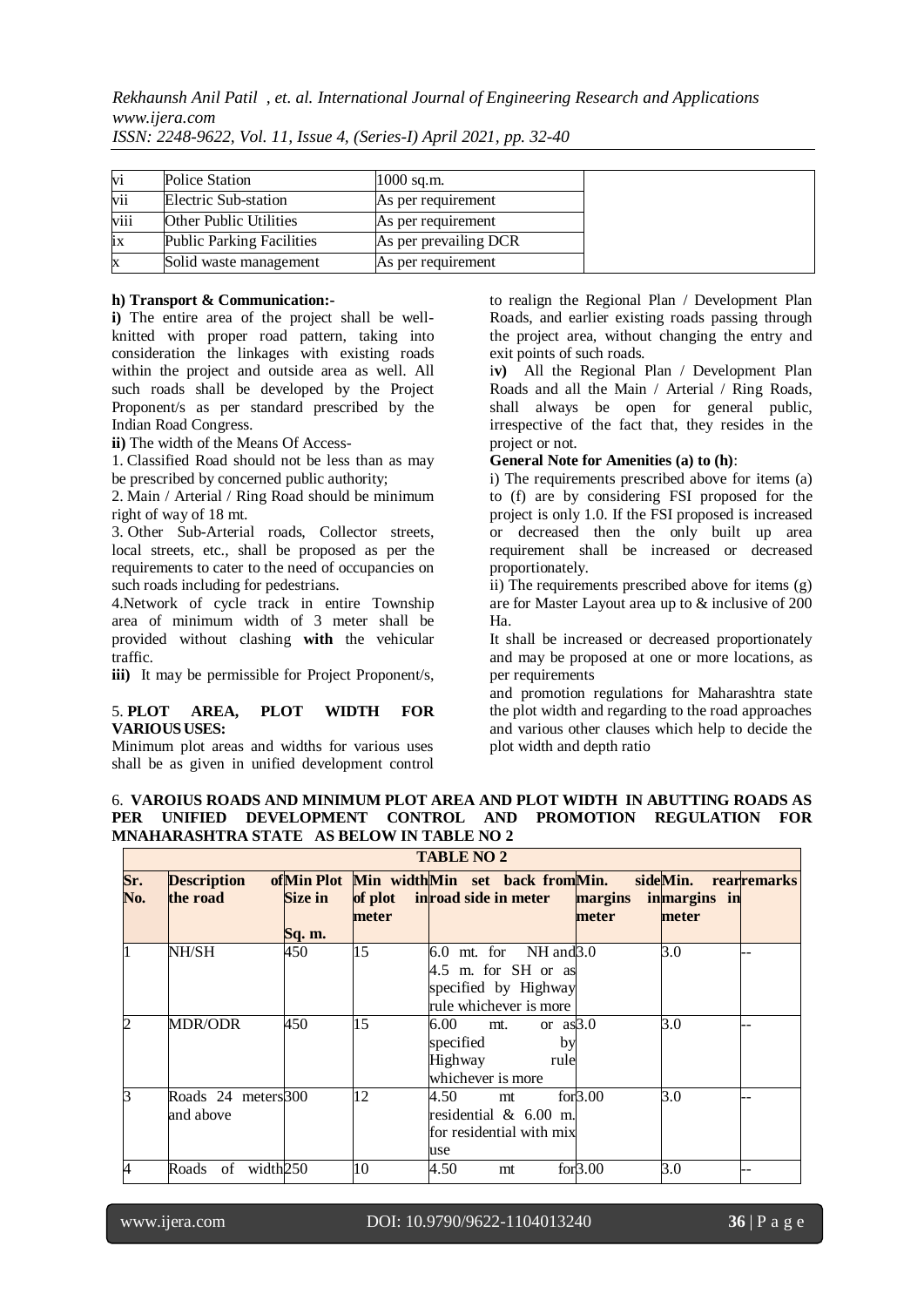| vi | Police Station | 1000 sq.m. |
|---|---|---|
| vii | Electric Sub-station | As per requirement |
| viii | Other Public Utilities | As per requirement |
| ix | Public Parking Facilities | As per prevailing DCR |
| x | Solid waste management | As per requirement |

**h) Transport & Communication:-**

**i)** The entire area of the project shall be well-knitted with proper road pattern, taking into consideration the linkages with existing roads within the project and outside area as well. All such roads shall be developed by the Project Proponent/s as per standard prescribed by the Indian Road Congress.

**ii)** The width of the Means Of Access-

1. Classified Road should not be less than as may be prescribed by concerned public authority;
2. Main / Arterial / Ring Road should be minimum right of way of 18 mt.
3. Other Sub-Arterial roads, Collector streets, local streets, etc., shall be proposed as per the requirements to cater to the need of occupancies on such roads including for pedestrians.
4. Network of cycle track in entire Township area of minimum width of 3 meter shall be provided without clashing **with** the vehicular traffic.

**iii)** It may be permissible for Project Proponent/s, to realign the Regional Plan / Development Plan Roads, and earlier existing roads passing through the project area, without changing the entry and exit points of such roads.

i**v)** All the Regional Plan / Development Plan Roads and all the Main / Arterial / Ring Roads, shall always be open for general public, irrespective of the fact that, they resides in the project or not.

**General Note for Amenities (a) to (h)**:

i) The requirements prescribed above for items (a) to (f) are by considering FSI proposed for the project is only 1.0. If the FSI proposed is increased or decreased then the only built up area requirement shall be increased or decreased proportionately.

ii) The requirements prescribed above for items (g) are for Master Layout area up to & inclusive of 200 Ha.

It shall be increased or decreased proportionately and may be proposed at one or more locations, as per requirements

### 5. PLOT AREA, PLOT WIDTH FOR VARIOUS USES:

Minimum plot areas and widths for various uses shall be as given in unified development control and promotion regulations for Maharashtra state the plot width and regarding to the road approaches and various other clauses which help to decide the plot width and depth ratio

### 6. VAROIUS ROADS AND MINIMUM PLOT AREA AND PLOT WIDTH IN ABUTTING ROADS AS PER UNIFIED DEVELOPMENT CONTROL AND PROMOTION REGULATION FOR MNAHARASHTRA STATE AS BELOW IN TABLE NO 2

**TABLE NO 2**

| Sr. No. | Description of the road | Min Plot Size in Sq. m. | Min width of plot in meter | Min set back from road side in meter | Min. side margins in meter | Min. rear margins in meter | remarks |
|---|---|---|---|---|---|---|---|
| 1 | NH/SH | 450 | 15 | 6.0 mt. for NH and 4.5 m. for SH or as specified by Highway rule whichever is more | 3.0 | 3.0 | -- |
| 2 | MDR/ODR | 450 | 15 | 6.00 mt. or as specified by Highway rule whichever is more | 3.0 | 3.0 | -- |
| 3 | Roads 24 meters and above | 300 | 12 | 4.50 mt for residential & 6.00 m. for residential with mix use | 3.00 | 3.0 | -- |
| 4 | Roads of width | 250 | 10 | 4.50 mt for | 3.00 | 3.0 | -- |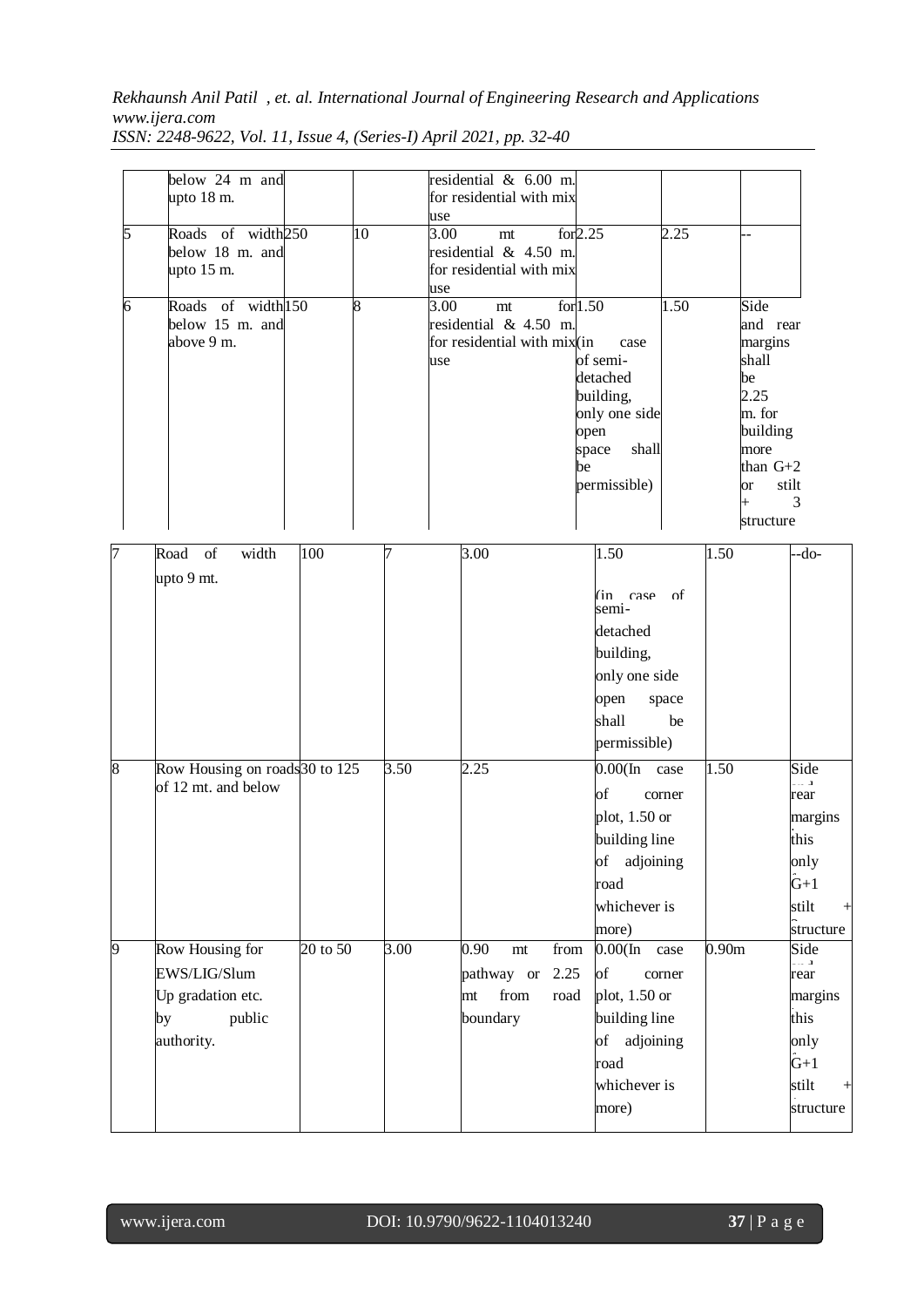|  |  |  |  |  |  |  |  |
|---|---|---|---|---|---|---|---|
|  | below 24 m and upto 18 m. |  |  | residential & 6.00 m. for residential with mix use |  |  |  |
| 5 | Roads of width below 18 m. and upto 15 m. | 250 | 10 | 3.00 mt for residential & 4.50 m. for residential with mix use | 2.25 | 2.25 | -- |
| 6 | Roads of width below 15 m. and above 9 m. | 150 | 8 | 3.00 mt for residential & 4.50 m. for residential with mix use | 1.50 (in case of semi-detached building, only one side open space shall be permissible) | 1.50 | Side and rear margins shall be 2.25 m. for building more than G+2 or stilt + 3 structure |
| 7 | Road of width upto 9 mt. | 100 | 7 | 3.00 | 1.50 (in case of semi-detached building, only one side open space shall be permissible) | 1.50 | --do- |
| 8 | Row Housing on roads of 12 mt. and below | 30 to 125 | 3.50 | 2.25 | 0.00(In case of corner plot, 1.50 or building line of adjoining road whichever is more) | 1.50 | Side and rear margins this only G+1 stilt + structure |
| 9 | Row Housing for EWS/LIG/Slum Up gradation etc. by public authority. | 20 to 50 | 3.00 | 0.90 mt from pathway or 2.25 mt from road boundary | 0.00(In case of corner plot, 1.50 or building line of adjoining road whichever is more) | 0.90m | Side and rear margins this only G+1 stilt + structure |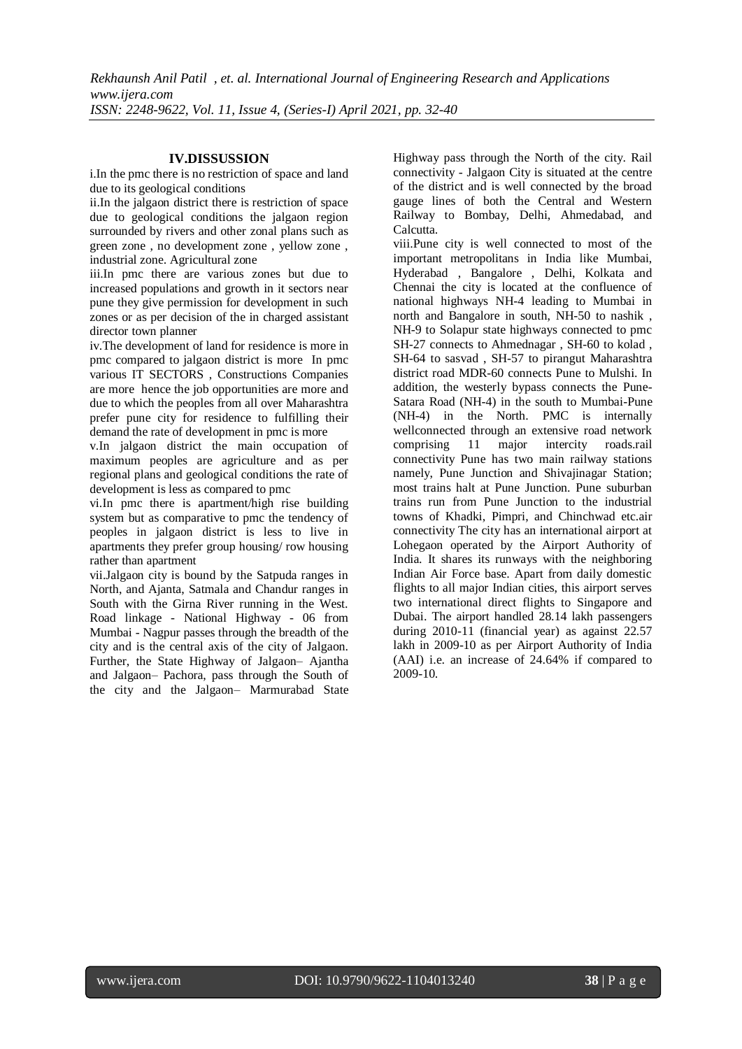## IV.DISSUSSION

i.In the pmc there is no restriction of space and land due to its geological conditions

ii.In the jalgaon district there is restriction of space due to geological conditions the jalgaon region surrounded by rivers and other zonal plans such as green zone , no development zone , yellow zone , industrial zone. Agricultural zone

iii.In pmc there are various zones but due to increased populations and growth in it sectors near pune they give permission for development in such zones or as per decision of the in charged assistant director town planner

iv.The development of land for residence is more in pmc compared to jalgaon district is more In pmc various IT SECTORS , Constructions Companies are more hence the job opportunities are more and due to which the peoples from all over Maharashtra prefer pune city for residence to fulfilling their demand the rate of development in pmc is more

v.In jalgaon district the main occupation of maximum peoples are agriculture and as per regional plans and geological conditions the rate of development is less as compared to pmc

vi.In pmc there is apartment/high rise building system but as comparative to pmc the tendency of peoples in jalgaon district is less to live in apartments they prefer group housing/ row housing rather than apartment

vii.Jalgaon city is bound by the Satpuda ranges in North, and Ajanta, Satmala and Chandur ranges in South with the Girna River running in the West. Road linkage - National Highway - 06 from Mumbai - Nagpur passes through the breadth of the city and is the central axis of the city of Jalgaon. Further, the State Highway of Jalgaon– Ajantha and Jalgaon– Pachora, pass through the South of the city and the Jalgaon– Marmurabad State Highway pass through the North of the city. Rail connectivity - Jalgaon City is situated at the centre of the district and is well connected by the broad gauge lines of both the Central and Western Railway to Bombay, Delhi, Ahmedabad, and Calcutta.

viii.Pune city is well connected to most of the important metropolitans in India like Mumbai, Hyderabad , Bangalore , Delhi, Kolkata and Chennai the city is located at the confluence of national highways NH-4 leading to Mumbai in north and Bangalore in south, NH-50 to nashik , NH-9 to Solapur state highways connected to pmc SH-27 connects to Ahmednagar , SH-60 to kolad , SH-64 to sasvad , SH-57 to pirangut Maharashtra district road MDR-60 connects Pune to Mulshi. In addition, the westerly bypass connects the Pune-Satara Road (NH-4) in the south to Mumbai-Pune (NH-4) in the North. PMC is internally wellconnected through an extensive road network comprising 11 major intercity roads.rail connectivity Pune has two main railway stations namely, Pune Junction and Shivajinagar Station; most trains halt at Pune Junction. Pune suburban trains run from Pune Junction to the industrial towns of Khadki, Pimpri, and Chinchwad etc.air connectivity The city has an international airport at Lohegaon operated by the Airport Authority of India. It shares its runways with the neighboring Indian Air Force base. Apart from daily domestic flights to all major Indian cities, this airport serves two international direct flights to Singapore and Dubai. The airport handled 28.14 lakh passengers during 2010-11 (financial year) as against 22.57 lakh in 2009-10 as per Airport Authority of India (AAI) i.e. an increase of 24.64% if compared to 2009-10.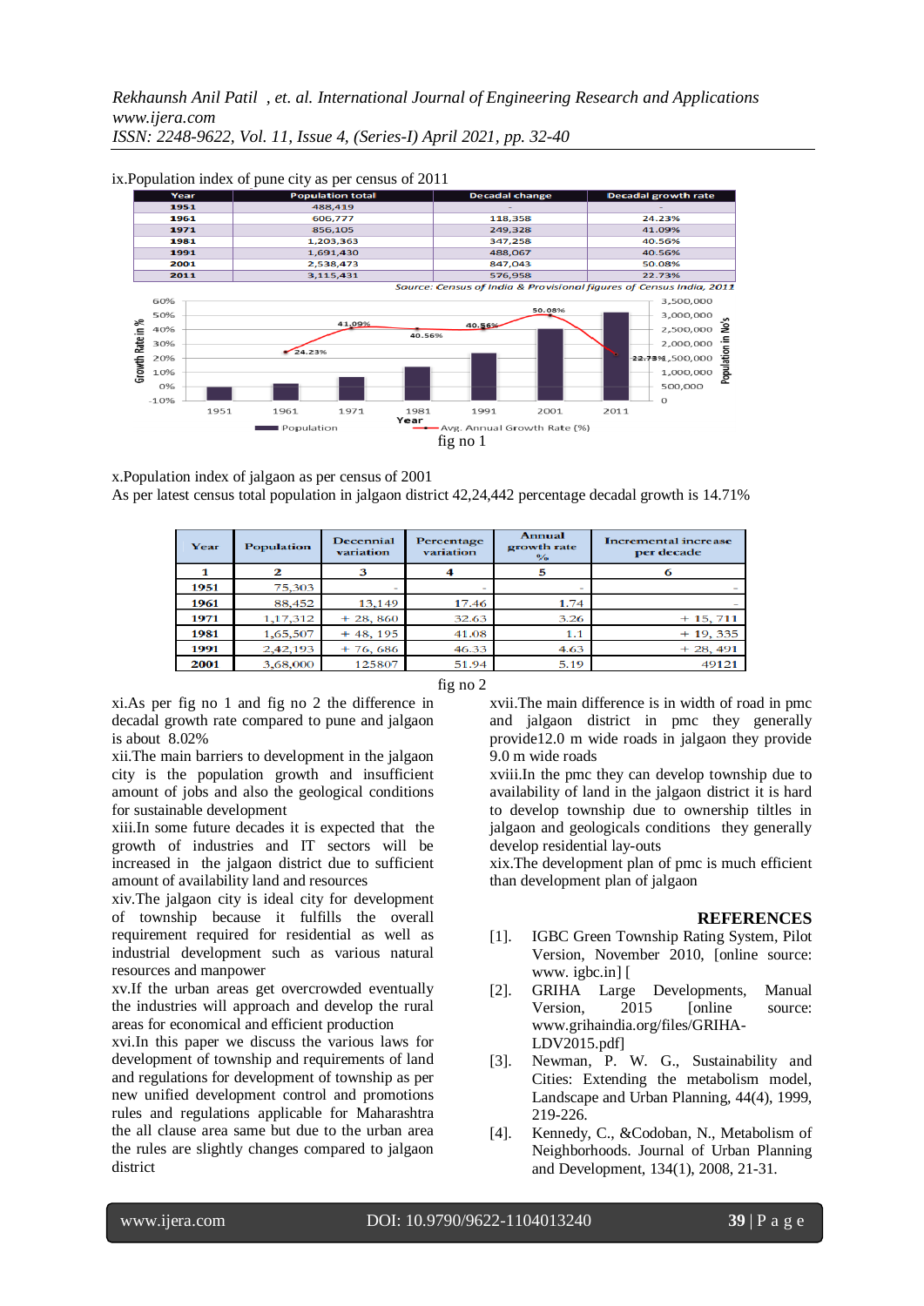ix.Population index of pune city as per census of 2011

| Year | Population total | Decadal change | Decadal growth rate |
|---|---|---|---|
| 1951 | 488,419 | - | - |
| 1961 | 606,777 | 118,358 | 24.23% |
| 1971 | 856,105 | 249,328 | 41.09% |
| 1981 | 1,203,363 | 347,258 | 40.56% |
| 1991 | 1,691,430 | 488,067 | 40.56% |
| 2001 | 2,538,473 | 847,043 | 50.08% |
| 2011 | 3,115,431 | 576,958 | 22.73% |

*Source: Census of India & Provisional figures of Census India, 2011*

fig no 1

x.Population index of jalgaon as per census of 2001

As per latest census total population in jalgaon district 42,24,442 percentage decadal growth is 14.71%

| Year | Population | Decennial variation | Percentage variation | Annual growth rate % | Incremental increase per decade |
|---|---|---|---|---|---|
| 1 | 2 | 3 | 4 | 5 | 6 |
| 1951 | 75,303 | - | - | - | - |
| 1961 | 88,452 | 13,149 | 17.46 | 1.74 | - |
| 1971 | 1,17,312 | + 28, 860 | 32.63 | 3.26 | + 15, 711 |
| 1981 | 1,65,507 | + 48, 195 | 41.08 | 1.1 | + 19, 335 |
| 1991 | 2,42,193 | + 76, 686 | 46.33 | 4.63 | + 28, 491 |
| 2001 | 3,68,000 | 125807 | 51.94 | 5.19 | 49121 |

fig no 2

xi.As per fig no 1 and fig no 2 the difference in decadal growth rate compared to pune and jalgaon is about 8.02%

xii.The main barriers to development in the jalgaon city is the population growth and insufficient amount of jobs and also the geological conditions for sustainable development

xiii.In some future decades it is expected that the growth of industries and IT sectors will be increased in the jalgaon district due to sufficient amount of availability land and resources

xiv.The jalgaon city is ideal city for development of township because it fulfils the overall requirement required for residential as well as industrial development such as various natural resources and manpower

xv.If the urban areas get overcrowded eventually the industries will approach and develop the rural areas for economical and efficient production

xvi.In this paper we discuss the various laws for development of township and requirements of land and regulations for development of township as per new unified development control and promotions rules and regulations applicable for Maharashtra the all clause area same but due to the urban area the rules are slightly changes compared to jalgaon district

xvii.The main difference is in width of road in pmc and jalgaon district in pmc they generally provide12.0 m wide roads in jalgaon they provide 9.0 m wide roads

xviii.In the pmc they can develop township due to availability of land in the jalgaon district it is hard to develop township due to ownership tiltles in jalgaon and geologicals conditions they generally develop residential lay-outs

xix.The development plan of pmc is much efficient than development plan of jalgaon

## REFERENCES

[1]. IGBC Green Township Rating System, Pilot Version, November 2010, [online source: www. igbc.in] [

[2]. GRIHA Large Developments, Manual Version, 2015 [online source: www.grihaindia.org/files/GRIHA-LDV2015.pdf]

[3]. Newman, P. W. G., Sustainability and Cities: Extending the metabolism model, Landscape and Urban Planning, 44(4), 1999, 219-226.

[4]. Kennedy, C., &Codoban, N., Metabolism of Neighborhoods. Journal of Urban Planning and Development, 134(1), 2008, 21-31.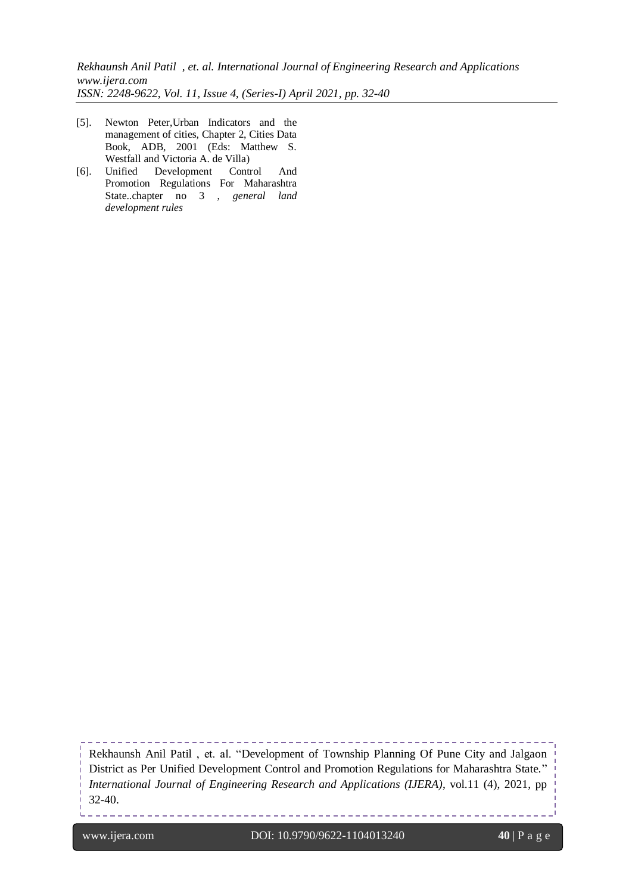[5]. Newton Peter,Urban Indicators and the management of cities, Chapter 2, Cities Data Book, ADB, 2001 (Eds: Matthew S. Westfall and Victoria A. de Villa)

[6]. Unified Development Control And Promotion Regulations For Maharashtra State..chapter no 3 , *general land development rules*

Rekhaunsh Anil Patil , et. al. "Development of Township Planning Of Pune City and Jalgaon District as Per Unified Development Control and Promotion Regulations for Maharashtra State." *International Journal of Engineering Research and Applications (IJERA)*, vol.11 (4), 2021, pp 32-40.